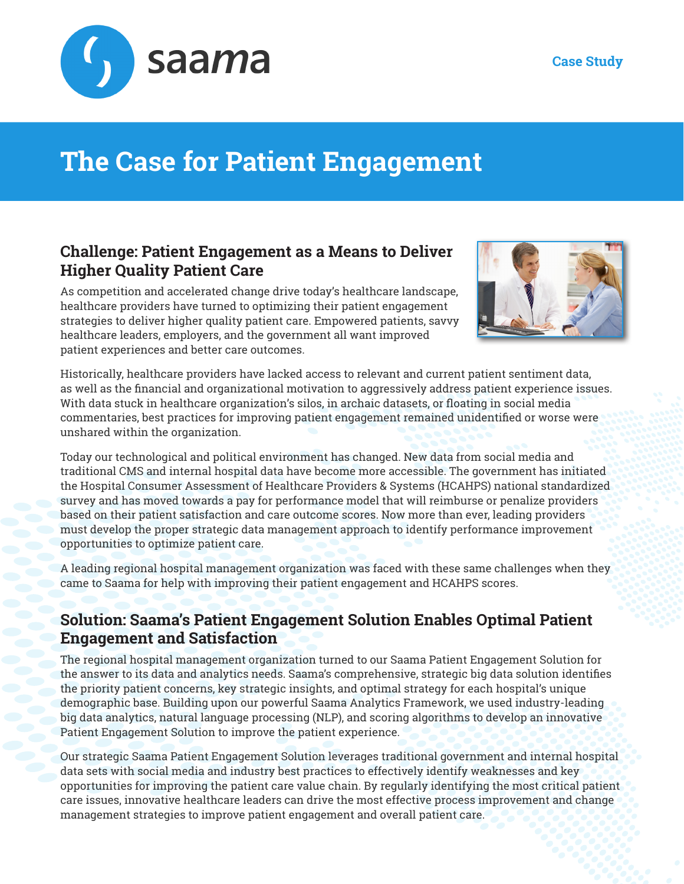saama

Case Study

# The Case for Patient Engagement

## Challenge: Patient Engagement as a Means to Deliver Higher Quality Patient Care

As competition and accelerated change drive today's healthcare landscape, healthcare providers have turned to optimizing their patient engagement strategies to deliver higher quality patient care. Empowered patients, savvy healthcare leaders, employers, and the government all want improved patient experiences and better care outcomes.

Historically, healthcare providers have lacked access to relevant and current patient sentiment data, as well as the financial and organizational motivation to aggressively address patient experience issues. With data stuck in healthcare organization's silos, in archaic datasets, or floating in social media commentaries, best practices for improving patient engagement remained unidentified or worse were unshared within the organization.

Today our technological and political environment has changed. New data from social media and traditional CMS and internal hospital data have become more accessible. The government has initiated the Hospital Consumer Assessment of Healthcare Providers & Systems (HCAHPS) national standardized survey and has moved towards a pay for performance model that will reimburse or penalize providers based on their patient satisfaction and care outcome scores. Now more than ever, leading providers must develop the proper strategic data management approach to identify performance improvement opportunities to optimize patient care.

A leading regional hospital management organization was faced with these same challenges when they came to Saama for help with improving their patient engagement and HCAHPS scores.

## Solution: Saama's Patient Engagement Solution Enables Optimal Patient Engagement and Satisfaction

The regional hospital management organization turned to our Saama Patient Engagement Solution for the answer to its data and analytics needs. Saama's comprehensive, strategic big data solution identifies the priority patient concerns, key strategic insights, and optimal strategy for each hospital's unique demographic base. Building upon our powerful Saama Analytics Framework, we used industry-leading big data analytics, natural language processing (NLP), and scoring algorithms to develop an innovative Patient Engagement Solution to improve the patient experience.

Our strategic Saama Patient Engagement Solution leverages traditional government and internal hospital data sets with social media and industry best practices to effectively identify weaknesses and key opportunities for improving the patient care value chain. By regularly identifying the most critical patient care issues, innovative healthcare leaders can drive the most effective process improvement and change management strategies to improve patient engagement and overall patient care.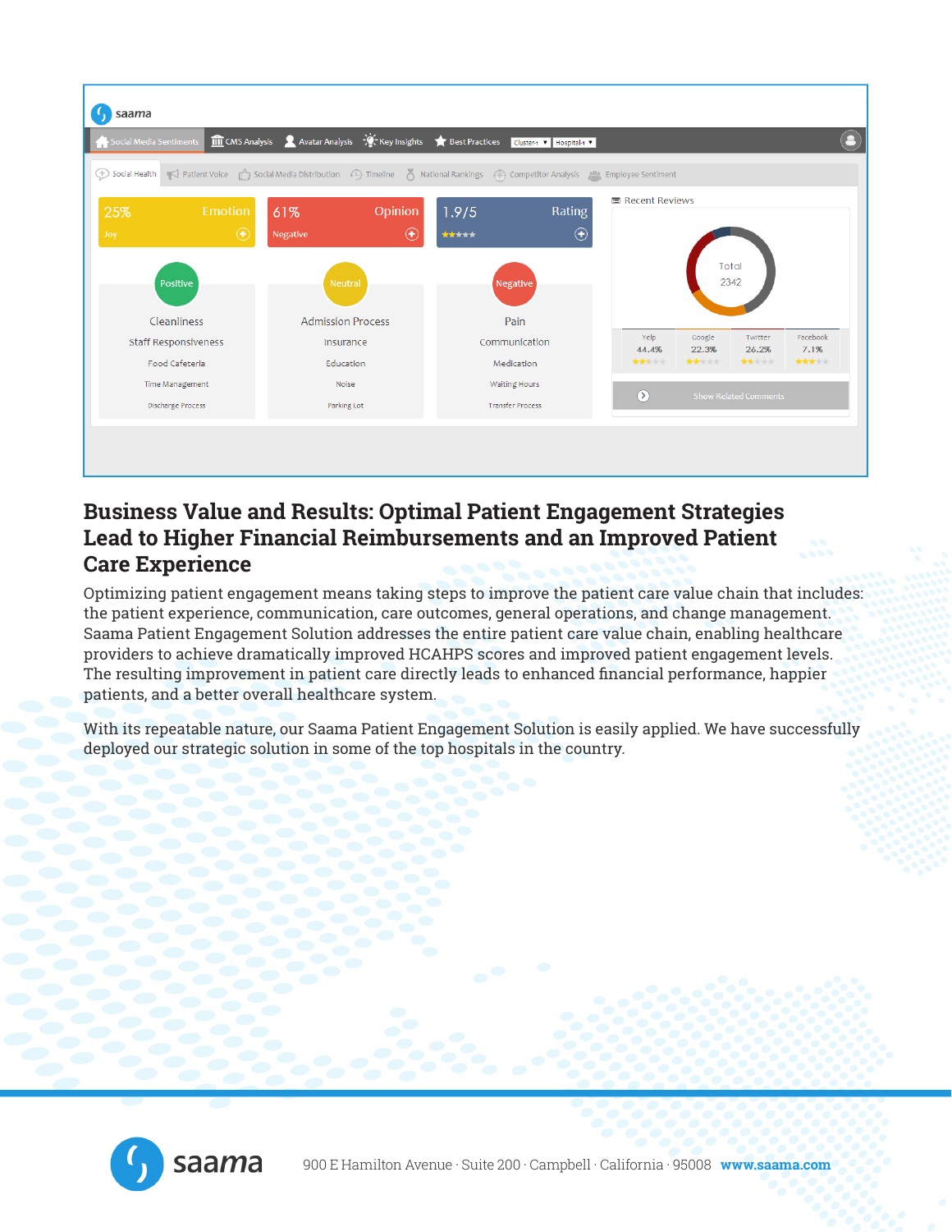saama

Social Media Sentiments · CMS Analysis · Avatar Analysis · Key Insights · Best Practices · Cluster-1 · Hospital-1

Social Health · Patient Voice · Social Media Distribution · Timeline · National Rankings · Competitor Analysis · Employee Sentiment

25% Emotion
Joy

61% Opinion
Negative

1.9/5 Rating

Positive
Cleanliness
Staff Responsiveness
Food Cafeteria
Time Management
Discharge Process

Neutral
Admission Process
Insurance
Education
Noise
Parking Lot

Negative
Pain
Communication
Medication
Waiting Hours
Transfer Process

Recent Reviews
Total
2342

Yelp 44.4%
Google 22.3%
Twitter 26.2%
Facebook 7.1%

Show Related Comments

## Business Value and Results: Optimal Patient Engagement Strategies Lead to Higher Financial Reimbursements and an Improved Patient Care Experience

Optimizing patient engagement means taking steps to improve the patient care value chain that includes: the patient experience, communication, care outcomes, general operations, and change management. Saama Patient Engagement Solution addresses the entire patient care value chain, enabling healthcare providers to achieve dramatically improved HCAHPS scores and improved patient engagement levels. The resulting improvement in patient care directly leads to enhanced financial performance, happier patients, and a better overall healthcare system.

With its repeatable nature, our Saama Patient Engagement Solution is easily applied. We have successfully deployed our strategic solution in some of the top hospitals in the country.